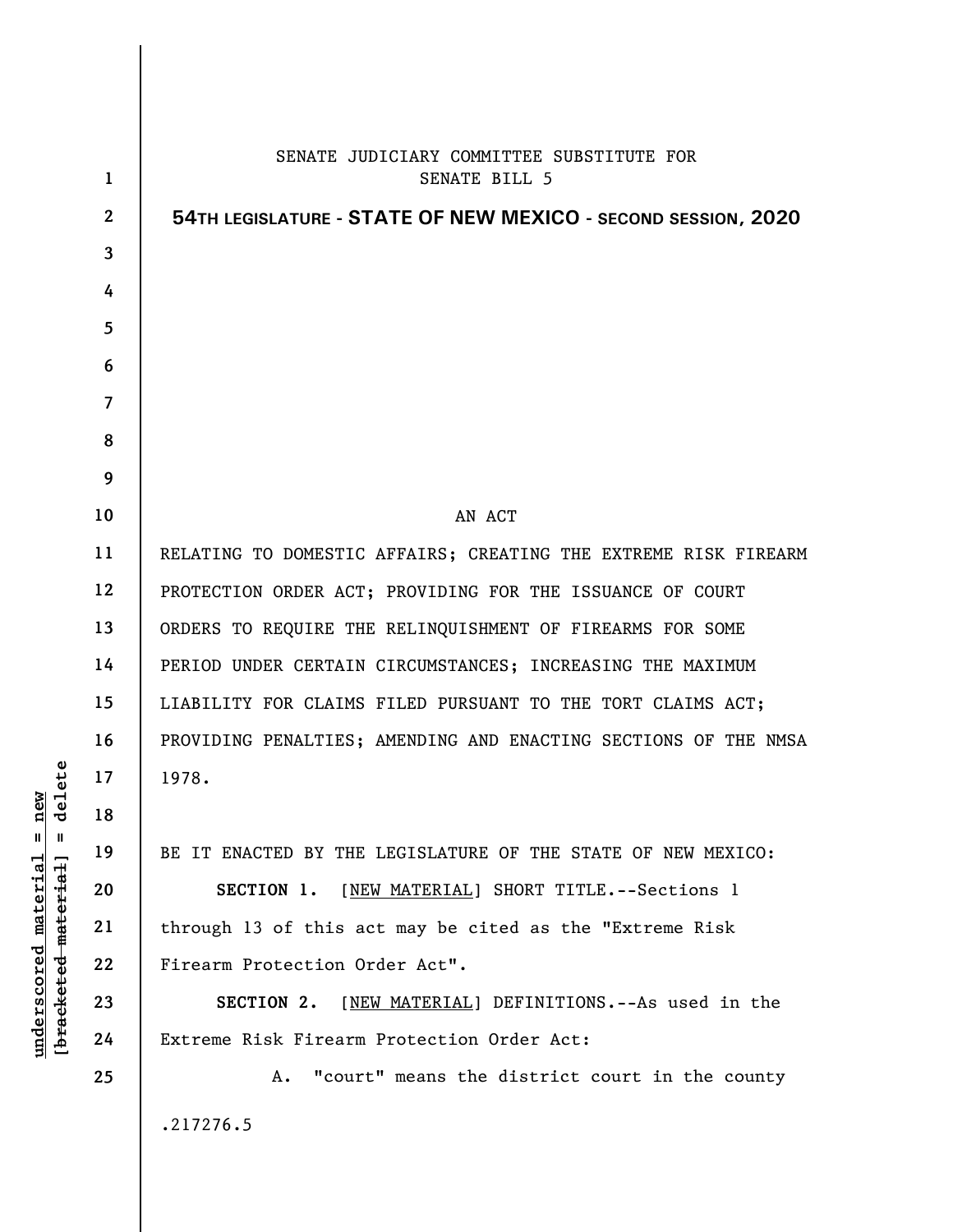SENATE JUDICIARY COMMITTEE SUBSTITUTE FOR
SENATE BILL 5

**54TH LEGISLATURE - STATE OF NEW MEXICO - SECOND SESSION, 2020**

AN ACT

RELATING TO DOMESTIC AFFAIRS; CREATING THE EXTREME RISK FIREARM PROTECTION ORDER ACT; PROVIDING FOR THE ISSUANCE OF COURT ORDERS TO REQUIRE THE RELINQUISHMENT OF FIREARMS FOR SOME PERIOD UNDER CERTAIN CIRCUMSTANCES; INCREASING THE MAXIMUM LIABILITY FOR CLAIMS FILED PURSUANT TO THE TORT CLAIMS ACT; PROVIDING PENALTIES; AMENDING AND ENACTING SECTIONS OF THE NMSA 1978.

BE IT ENACTED BY THE LEGISLATURE OF THE STATE OF NEW MEXICO:

**SECTION 1.** [NEW MATERIAL] SHORT TITLE.--Sections 1 through 13 of this act may be cited as the "Extreme Risk Firearm Protection Order Act".

**SECTION 2.** [NEW MATERIAL] DEFINITIONS.--As used in the Extreme Risk Firearm Protection Order Act:

A. "court" means the district court in the county

.217276.5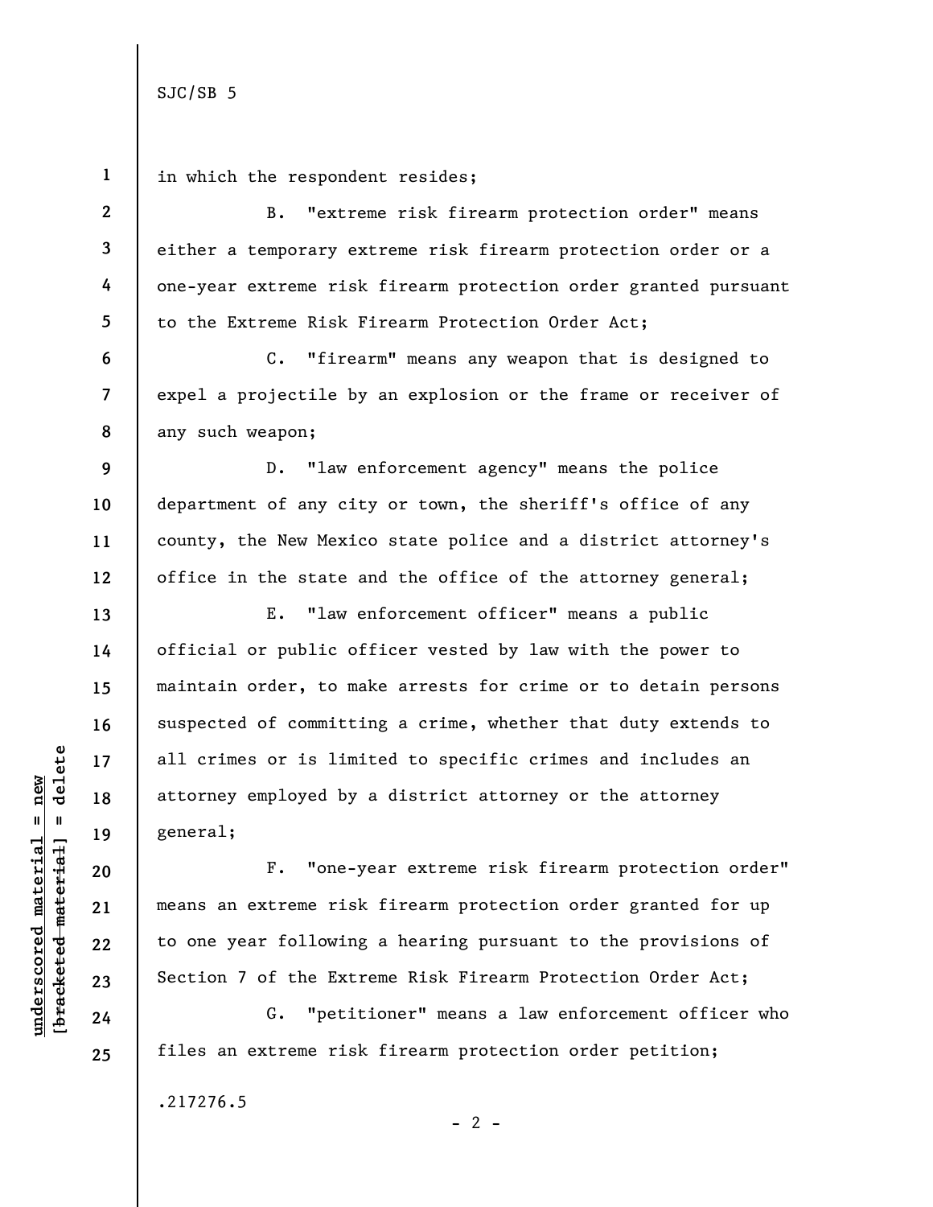in which the respondent resides;

B. "extreme risk firearm protection order" means either a temporary extreme risk firearm protection order or a one-year extreme risk firearm protection order granted pursuant to the Extreme Risk Firearm Protection Order Act;

C. "firearm" means any weapon that is designed to expel a projectile by an explosion or the frame or receiver of any such weapon;

D. "law enforcement agency" means the police department of any city or town, the sheriff's office of any county, the New Mexico state police and a district attorney's office in the state and the office of the attorney general;

E. "law enforcement officer" means a public official or public officer vested by law with the power to maintain order, to make arrests for crime or to detain persons suspected of committing a crime, whether that duty extends to all crimes or is limited to specific crimes and includes an attorney employed by a district attorney or the attorney general;

F. "one-year extreme risk firearm protection order" means an extreme risk firearm protection order granted for up to one year following a hearing pursuant to the provisions of Section 7 of the Extreme Risk Firearm Protection Order Act;

G. "petitioner" means a law enforcement officer who files an extreme risk firearm protection order petition;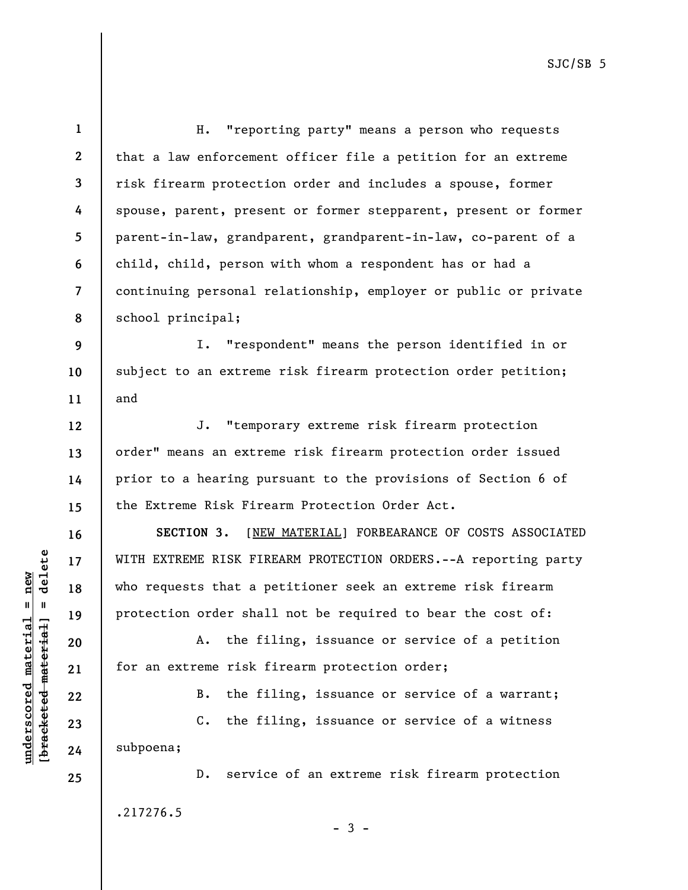H. "reporting party" means a person who requests that a law enforcement officer file a petition for an extreme risk firearm protection order and includes a spouse, former spouse, parent, present or former stepparent, present or former parent-in-law, grandparent, grandparent-in-law, co-parent of a child, child, person with whom a respondent has or had a continuing personal relationship, employer or public or private school principal;

I. "respondent" means the person identified in or subject to an extreme risk firearm protection order petition; and

J. "temporary extreme risk firearm protection order" means an extreme risk firearm protection order issued prior to a hearing pursuant to the provisions of Section 6 of the Extreme Risk Firearm Protection Order Act.

**SECTION 3.** [NEW MATERIAL] FORBEARANCE OF COSTS ASSOCIATED WITH EXTREME RISK FIREARM PROTECTION ORDERS.--A reporting party who requests that a petitioner seek an extreme risk firearm protection order shall not be required to bear the cost of:

A. the filing, issuance or service of a petition for an extreme risk firearm protection order;

B. the filing, issuance or service of a warrant;

C. the filing, issuance or service of a witness subpoena;

D. service of an extreme risk firearm protection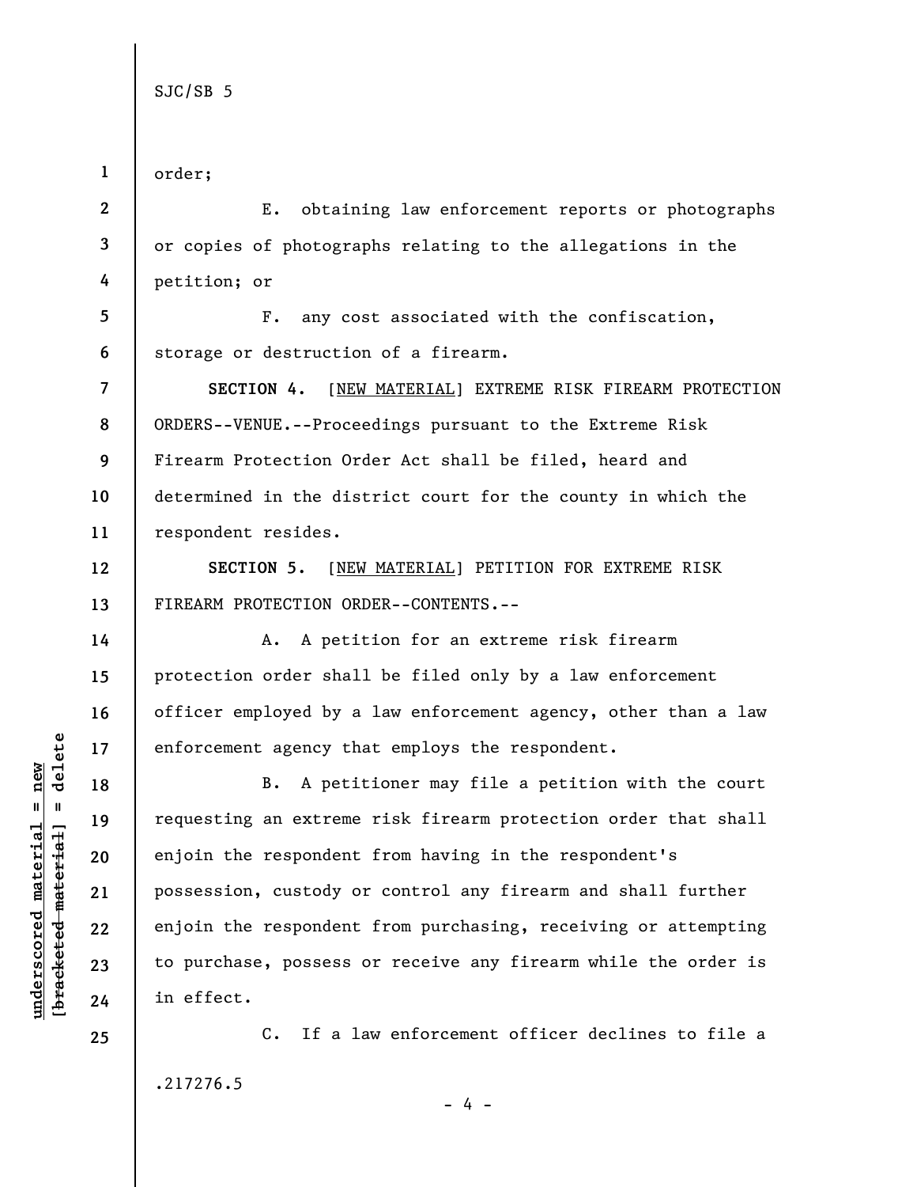order;

E. obtaining law enforcement reports or photographs or copies of photographs relating to the allegations in the petition; or

F. any cost associated with the confiscation, storage or destruction of a firearm.

**SECTION 4.** [NEW MATERIAL] EXTREME RISK FIREARM PROTECTION ORDERS--VENUE.--Proceedings pursuant to the Extreme Risk Firearm Protection Order Act shall be filed, heard and determined in the district court for the county in which the respondent resides.

**SECTION 5.** [NEW MATERIAL] PETITION FOR EXTREME RISK FIREARM PROTECTION ORDER--CONTENTS.--

A. A petition for an extreme risk firearm protection order shall be filed only by a law enforcement officer employed by a law enforcement agency, other than a law enforcement agency that employs the respondent.

B. A petitioner may file a petition with the court requesting an extreme risk firearm protection order that shall enjoin the respondent from having in the respondent's possession, custody or control any firearm and shall further enjoin the respondent from purchasing, receiving or attempting to purchase, possess or receive any firearm while the order is in effect.

C. If a law enforcement officer declines to file a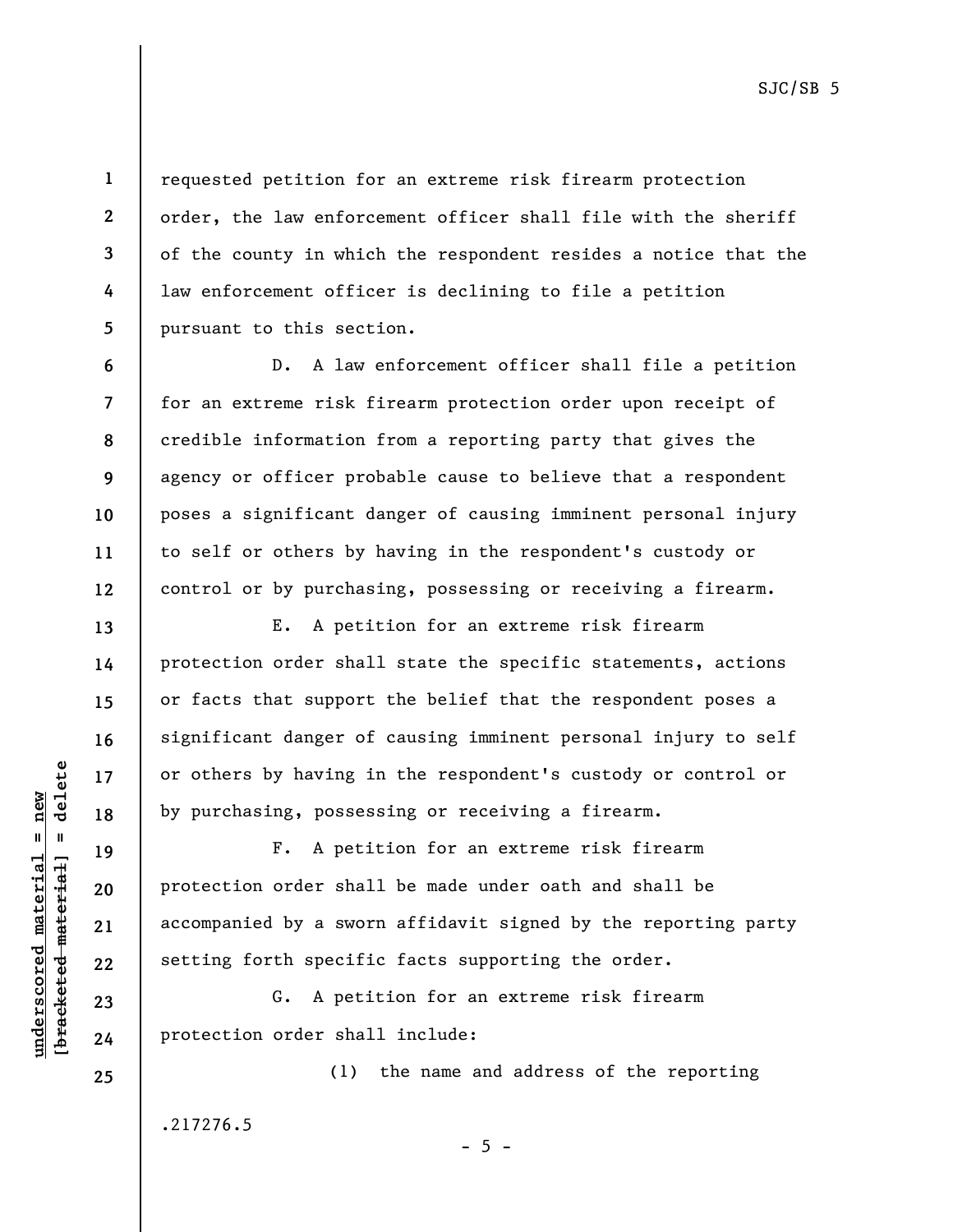requested petition for an extreme risk firearm protection order, the law enforcement officer shall file with the sheriff of the county in which the respondent resides a notice that the law enforcement officer is declining to file a petition pursuant to this section.

D. A law enforcement officer shall file a petition for an extreme risk firearm protection order upon receipt of credible information from a reporting party that gives the agency or officer probable cause to believe that a respondent poses a significant danger of causing imminent personal injury to self or others by having in the respondent's custody or control or by purchasing, possessing or receiving a firearm.

E. A petition for an extreme risk firearm protection order shall state the specific statements, actions or facts that support the belief that the respondent poses a significant danger of causing imminent personal injury to self or others by having in the respondent's custody or control or by purchasing, possessing or receiving a firearm.

F. A petition for an extreme risk firearm protection order shall be made under oath and shall be accompanied by a sworn affidavit signed by the reporting party setting forth specific facts supporting the order.

G. A petition for an extreme risk firearm protection order shall include:

(1) the name and address of the reporting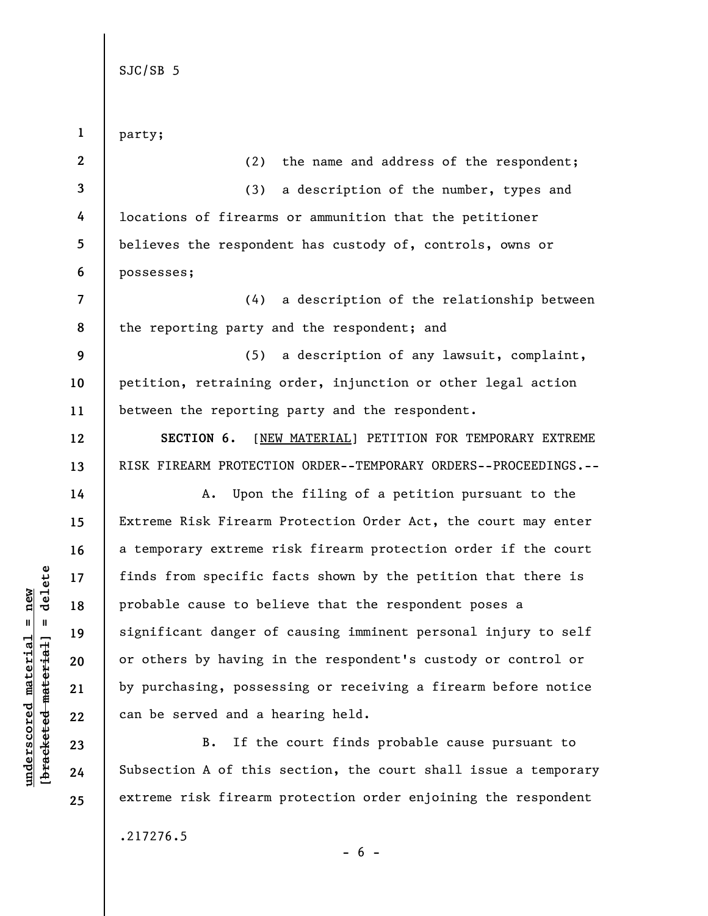party;

(2) the name and address of the respondent;

(3) a description of the number, types and locations of firearms or ammunition that the petitioner believes the respondent has custody of, controls, owns or possesses;

(4) a description of the relationship between the reporting party and the respondent; and

(5) a description of any lawsuit, complaint, petition, retraining order, injunction or other legal action between the reporting party and the respondent.

**SECTION 6.** [NEW MATERIAL] PETITION FOR TEMPORARY EXTREME RISK FIREARM PROTECTION ORDER--TEMPORARY ORDERS--PROCEEDINGS.--

A. Upon the filing of a petition pursuant to the Extreme Risk Firearm Protection Order Act, the court may enter a temporary extreme risk firearm protection order if the court finds from specific facts shown by the petition that there is probable cause to believe that the respondent poses a significant danger of causing imminent personal injury to self or others by having in the respondent's custody or control or by purchasing, possessing or receiving a firearm before notice can be served and a hearing held.

B. If the court finds probable cause pursuant to Subsection A of this section, the court shall issue a temporary extreme risk firearm protection order enjoining the respondent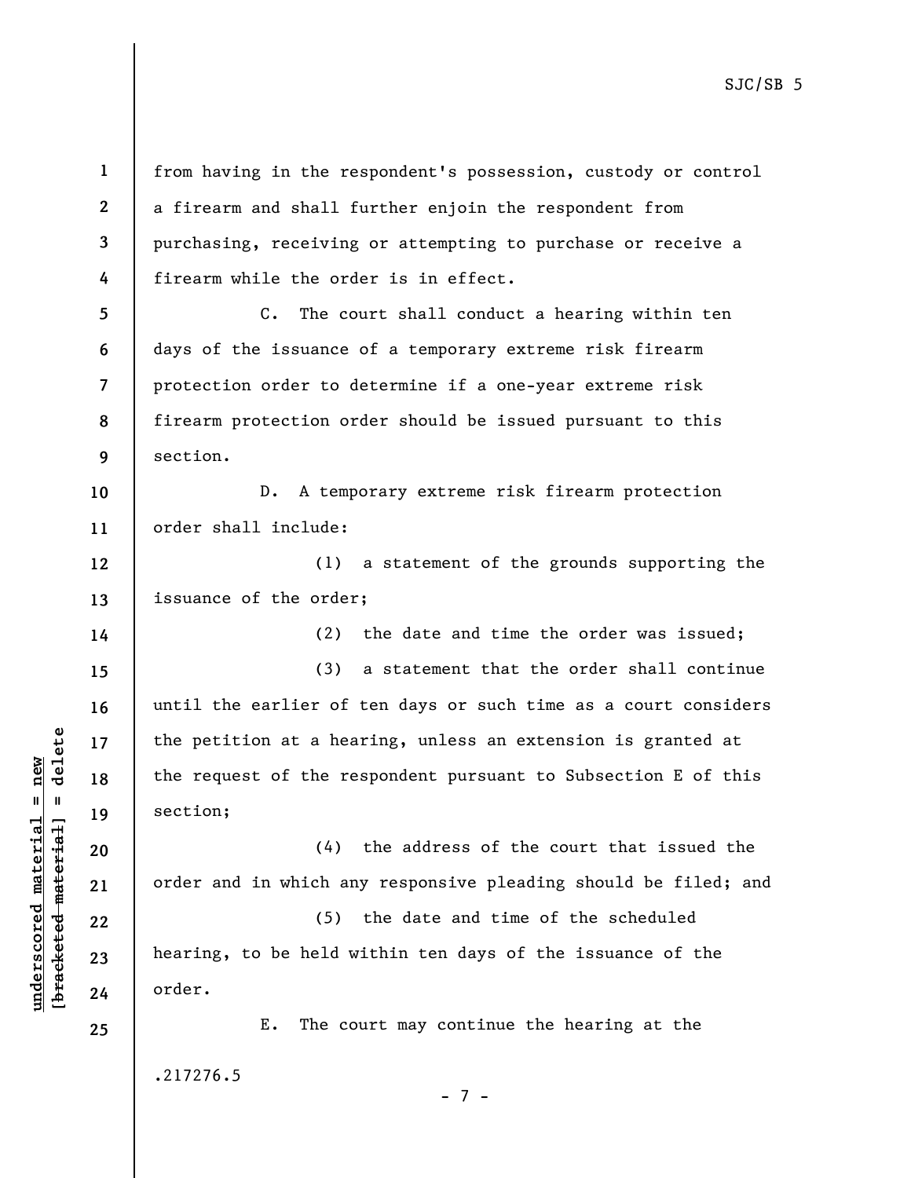from having in the respondent's possession, custody or control a firearm and shall further enjoin the respondent from purchasing, receiving or attempting to purchase or receive a firearm while the order is in effect.

C. The court shall conduct a hearing within ten days of the issuance of a temporary extreme risk firearm protection order to determine if a one-year extreme risk firearm protection order should be issued pursuant to this section.

D. A temporary extreme risk firearm protection order shall include:

(1) a statement of the grounds supporting the issuance of the order;

(2) the date and time the order was issued;

(3) a statement that the order shall continue until the earlier of ten days or such time as a court considers the petition at a hearing, unless an extension is granted at the request of the respondent pursuant to Subsection E of this section;

(4) the address of the court that issued the order and in which any responsive pleading should be filed; and

(5) the date and time of the scheduled hearing, to be held within ten days of the issuance of the order.

E. The court may continue the hearing at the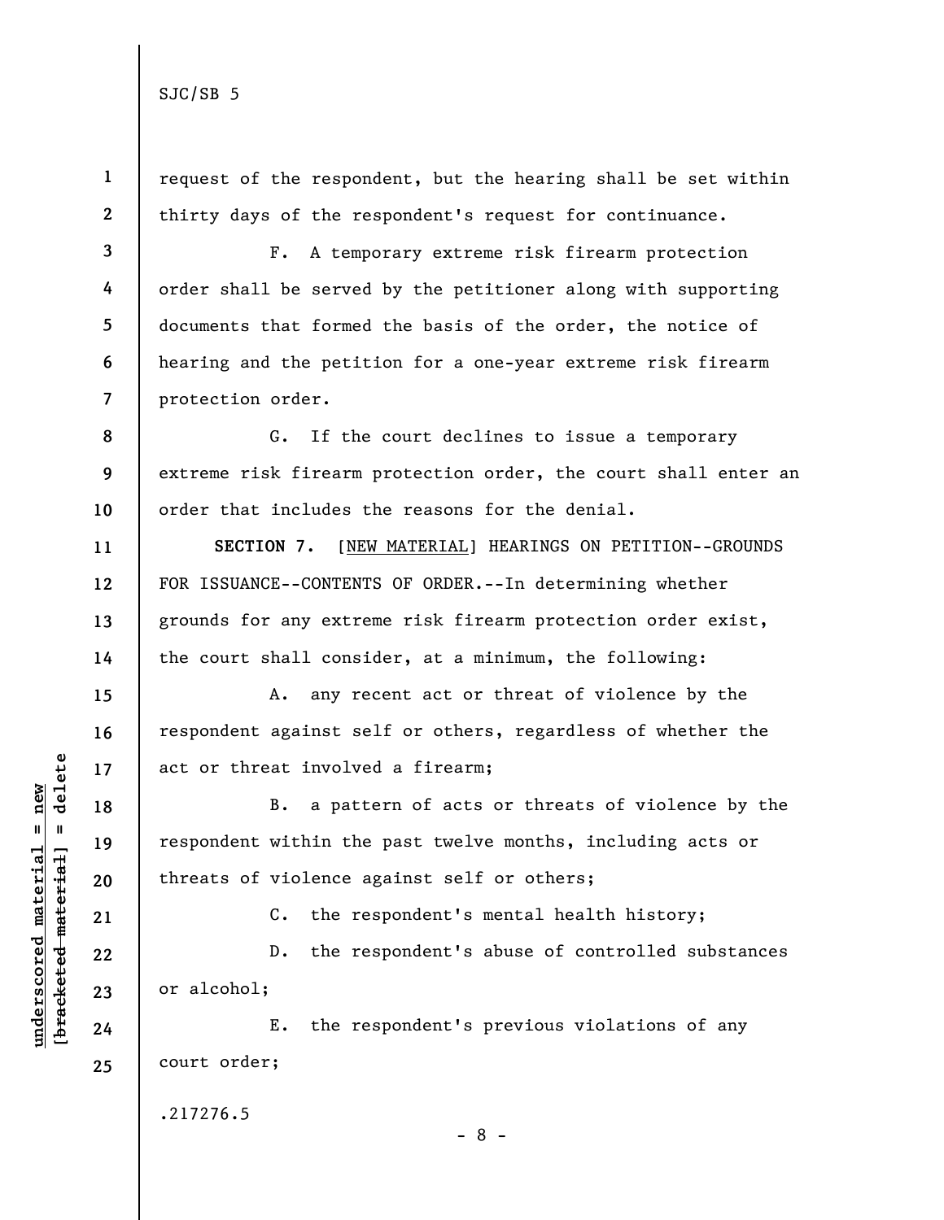request of the respondent, but the hearing shall be set within thirty days of the respondent's request for continuance.

F. A temporary extreme risk firearm protection order shall be served by the petitioner along with supporting documents that formed the basis of the order, the notice of hearing and the petition for a one-year extreme risk firearm protection order.

G. If the court declines to issue a temporary extreme risk firearm protection order, the court shall enter an order that includes the reasons for the denial.

**SECTION 7.** [NEW MATERIAL] HEARINGS ON PETITION--GROUNDS FOR ISSUANCE--CONTENTS OF ORDER.--In determining whether grounds for any extreme risk firearm protection order exist, the court shall consider, at a minimum, the following:

A. any recent act or threat of violence by the respondent against self or others, regardless of whether the act or threat involved a firearm;

B. a pattern of acts or threats of violence by the respondent within the past twelve months, including acts or threats of violence against self or others;

C. the respondent's mental health history;

D. the respondent's abuse of controlled substances or alcohol;

E. the respondent's previous violations of any court order;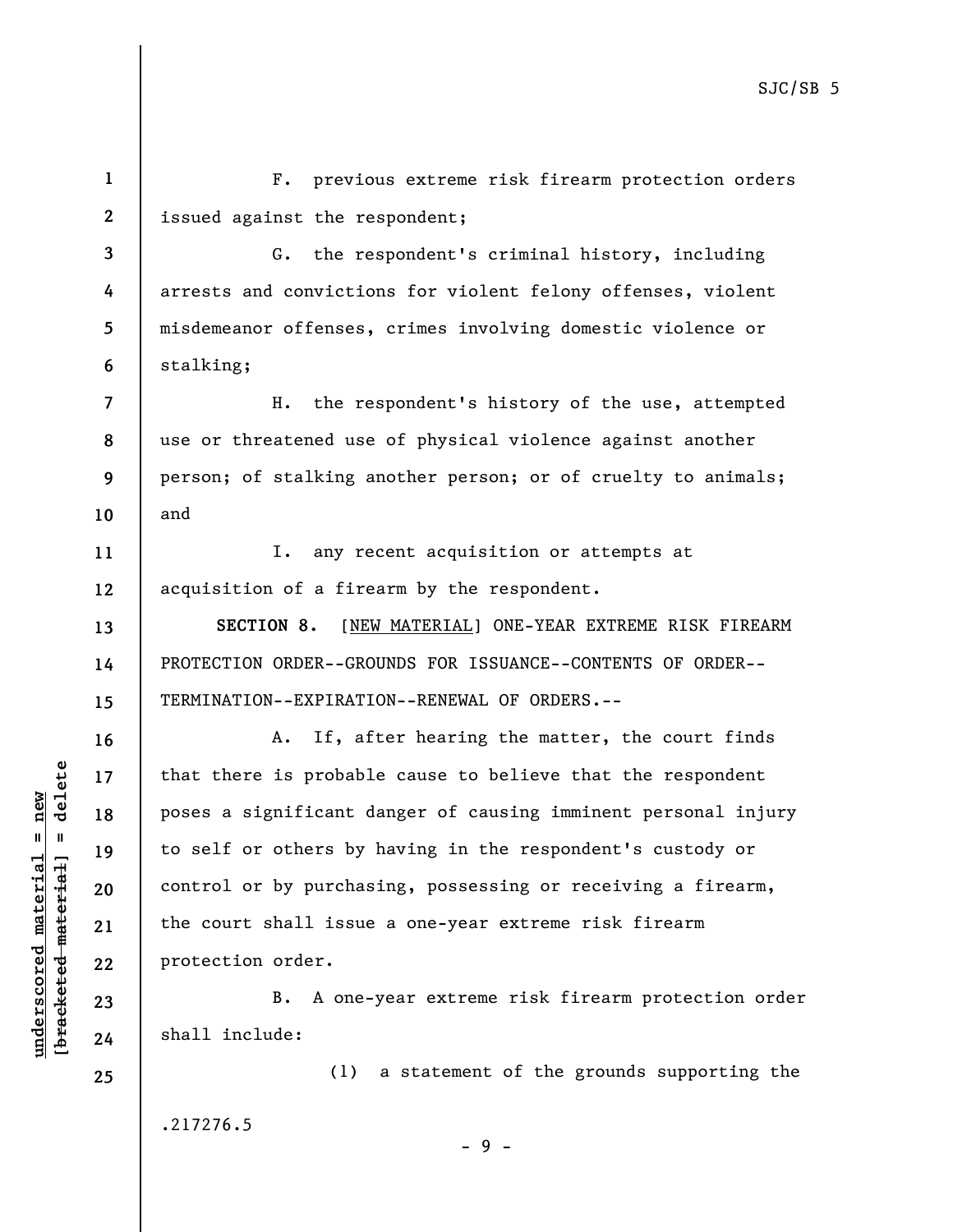F. previous extreme risk firearm protection orders issued against the respondent;

G. the respondent's criminal history, including arrests and convictions for violent felony offenses, violent misdemeanor offenses, crimes involving domestic violence or stalking;

H. the respondent's history of the use, attempted use or threatened use of physical violence against another person; of stalking another person; or of cruelty to animals; and

I. any recent acquisition or attempts at acquisition of a firearm by the respondent.

**SECTION 8.** [NEW MATERIAL] ONE-YEAR EXTREME RISK FIREARM PROTECTION ORDER--GROUNDS FOR ISSUANCE--CONTENTS OF ORDER--TERMINATION--EXPIRATION--RENEWAL OF ORDERS.--

A. If, after hearing the matter, the court finds that there is probable cause to believe that the respondent poses a significant danger of causing imminent personal injury to self or others by having in the respondent's custody or control or by purchasing, possessing or receiving a firearm, the court shall issue a one-year extreme risk firearm protection order.

B. A one-year extreme risk firearm protection order shall include:

(1) a statement of the grounds supporting the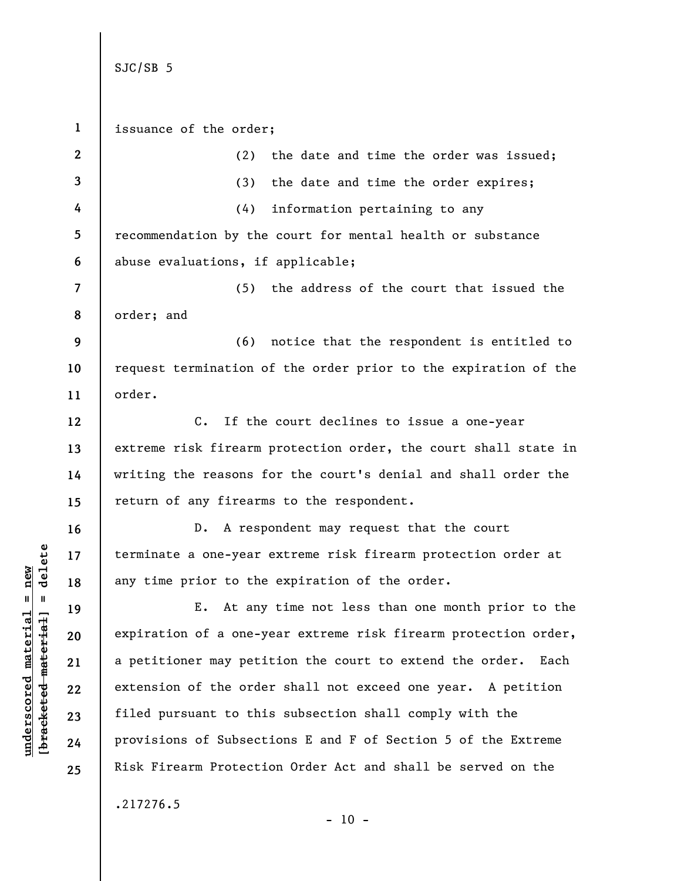issuance of the order;

(2) the date and time the order was issued;

(3) the date and time the order expires;

(4) information pertaining to any recommendation by the court for mental health or substance abuse evaluations, if applicable;

(5) the address of the court that issued the order; and

(6) notice that the respondent is entitled to request termination of the order prior to the expiration of the order.

C. If the court declines to issue a one-year extreme risk firearm protection order, the court shall state in writing the reasons for the court's denial and shall order the return of any firearms to the respondent.

D. A respondent may request that the court terminate a one-year extreme risk firearm protection order at any time prior to the expiration of the order.

E. At any time not less than one month prior to the expiration of a one-year extreme risk firearm protection order, a petitioner may petition the court to extend the order. Each extension of the order shall not exceed one year. A petition filed pursuant to this subsection shall comply with the provisions of Subsections E and F of Section 5 of the Extreme Risk Firearm Protection Order Act and shall be served on the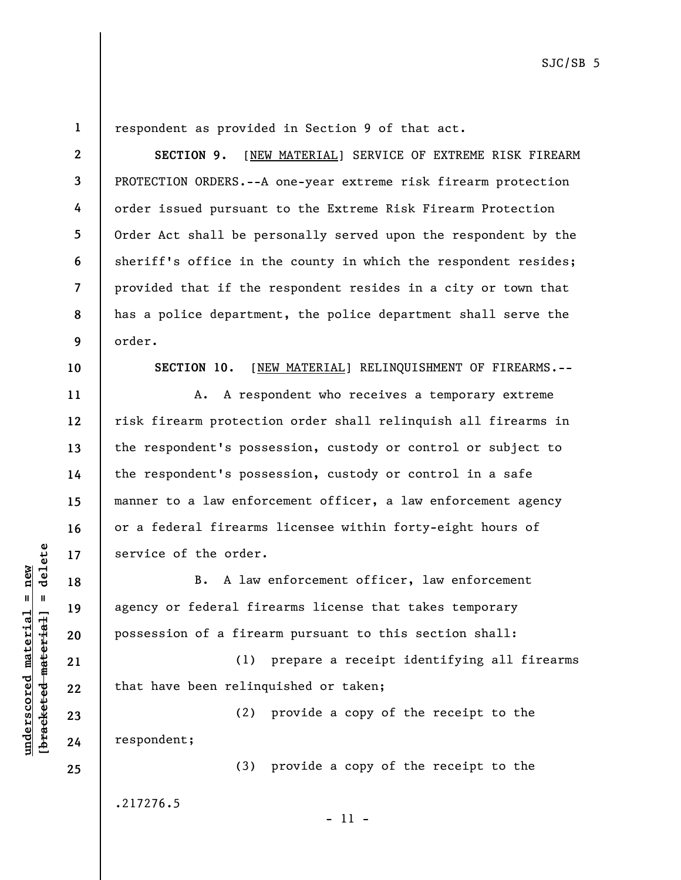respondent as provided in Section 9 of that act.

**SECTION 9.** [NEW MATERIAL] SERVICE OF EXTREME RISK FIREARM PROTECTION ORDERS.--A one-year extreme risk firearm protection order issued pursuant to the Extreme Risk Firearm Protection Order Act shall be personally served upon the respondent by the sheriff's office in the county in which the respondent resides; provided that if the respondent resides in a city or town that has a police department, the police department shall serve the order.

**SECTION 10.** [NEW MATERIAL] RELINQUISHMENT OF FIREARMS.--

A. A respondent who receives a temporary extreme risk firearm protection order shall relinquish all firearms in the respondent's possession, custody or control or subject to the respondent's possession, custody or control in a safe manner to a law enforcement officer, a law enforcement agency or a federal firearms licensee within forty-eight hours of service of the order.

B. A law enforcement officer, law enforcement agency or federal firearms license that takes temporary possession of a firearm pursuant to this section shall:

(1) prepare a receipt identifying all firearms that have been relinquished or taken;

(2) provide a copy of the receipt to the respondent;

(3) provide a copy of the receipt to the

.217276.5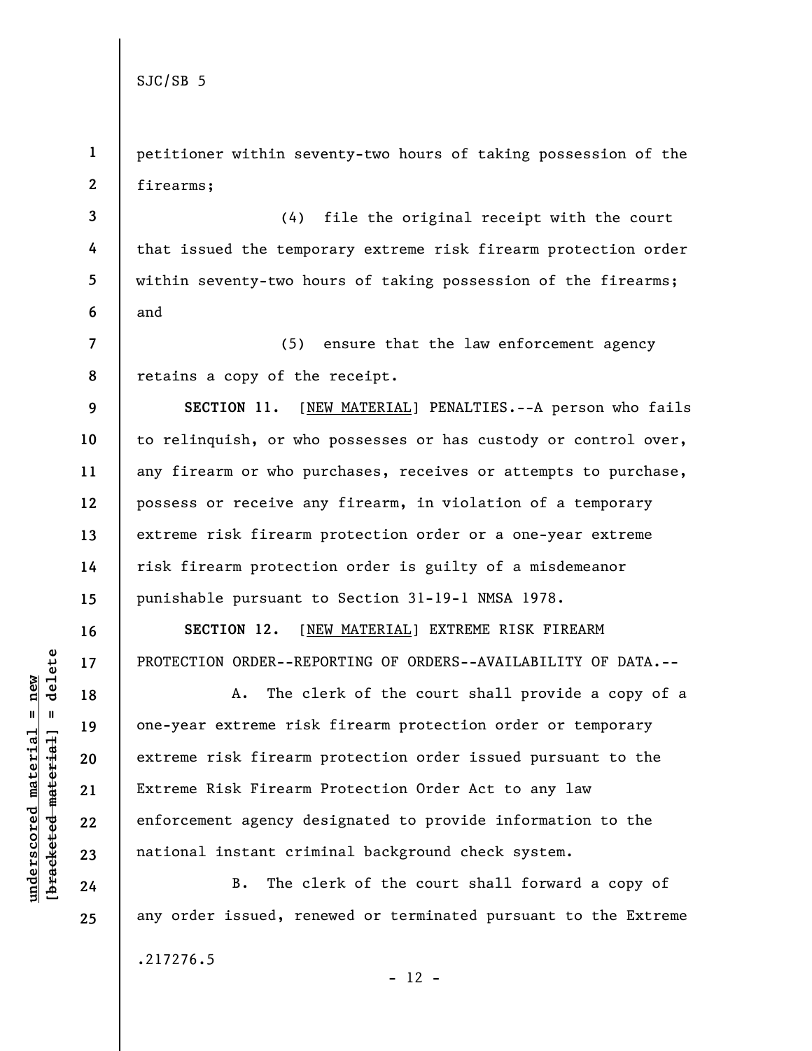petitioner within seventy-two hours of taking possession of the firearms;

(4) file the original receipt with the court that issued the temporary extreme risk firearm protection order within seventy-two hours of taking possession of the firearms; and

(5) ensure that the law enforcement agency retains a copy of the receipt.

**SECTION 11.** [NEW MATERIAL] PENALTIES.--A person who fails to relinquish, or who possesses or has custody or control over, any firearm or who purchases, receives or attempts to purchase, possess or receive any firearm, in violation of a temporary extreme risk firearm protection order or a one-year extreme risk firearm protection order is guilty of a misdemeanor punishable pursuant to Section 31-19-1 NMSA 1978.

**SECTION 12.** [NEW MATERIAL] EXTREME RISK FIREARM PROTECTION ORDER--REPORTING OF ORDERS--AVAILABILITY OF DATA.--

A. The clerk of the court shall provide a copy of a one-year extreme risk firearm protection order or temporary extreme risk firearm protection order issued pursuant to the Extreme Risk Firearm Protection Order Act to any law enforcement agency designated to provide information to the national instant criminal background check system.

B. The clerk of the court shall forward a copy of any order issued, renewed or terminated pursuant to the Extreme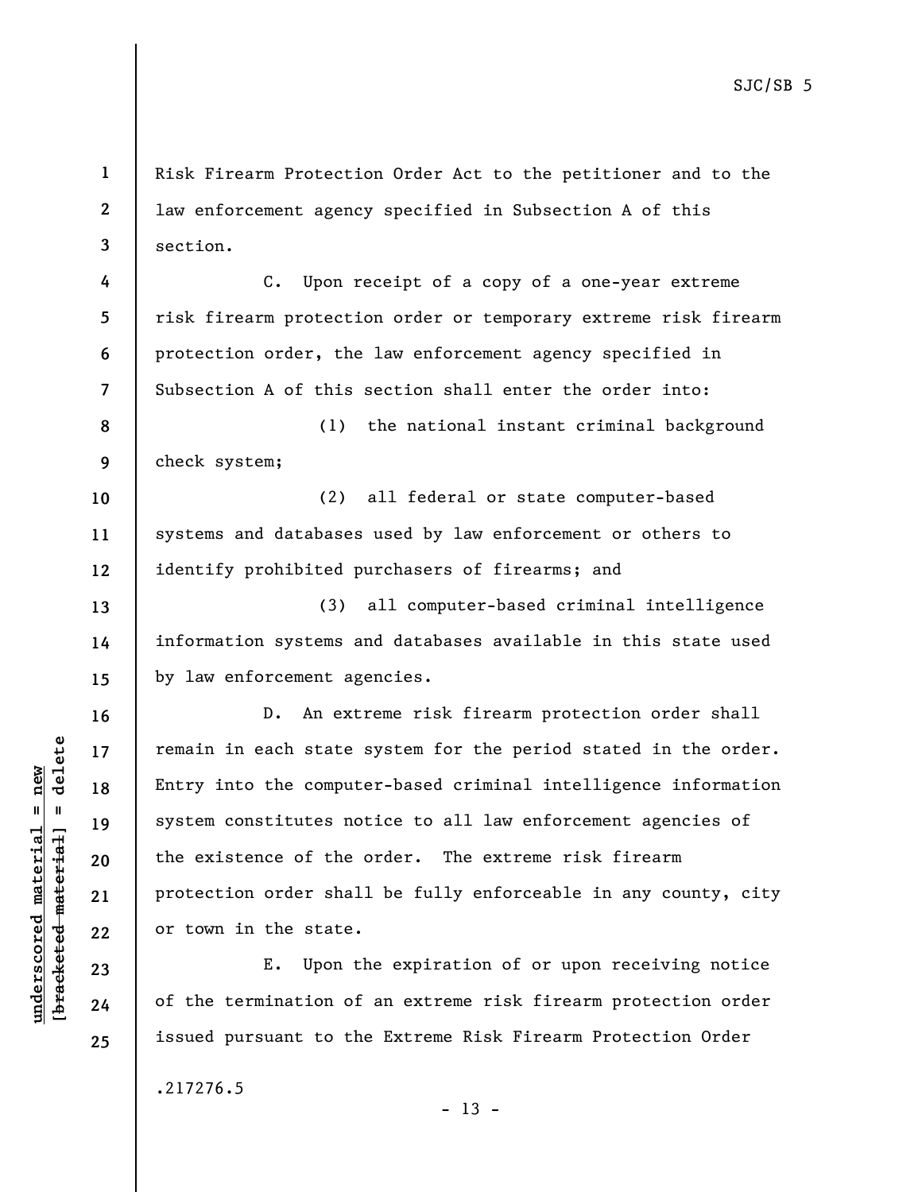Risk Firearm Protection Order Act to the petitioner and to the law enforcement agency specified in Subsection A of this section.

C. Upon receipt of a copy of a one-year extreme risk firearm protection order or temporary extreme risk firearm protection order, the law enforcement agency specified in Subsection A of this section shall enter the order into:

(1) the national instant criminal background check system;

(2) all federal or state computer-based systems and databases used by law enforcement or others to identify prohibited purchasers of firearms; and

(3) all computer-based criminal intelligence information systems and databases available in this state used by law enforcement agencies.

D. An extreme risk firearm protection order shall remain in each state system for the period stated in the order. Entry into the computer-based criminal intelligence information system constitutes notice to all law enforcement agencies of the existence of the order. The extreme risk firearm protection order shall be fully enforceable in any county, city or town in the state.

E. Upon the expiration of or upon receiving notice of the termination of an extreme risk firearm protection order issued pursuant to the Extreme Risk Firearm Protection Order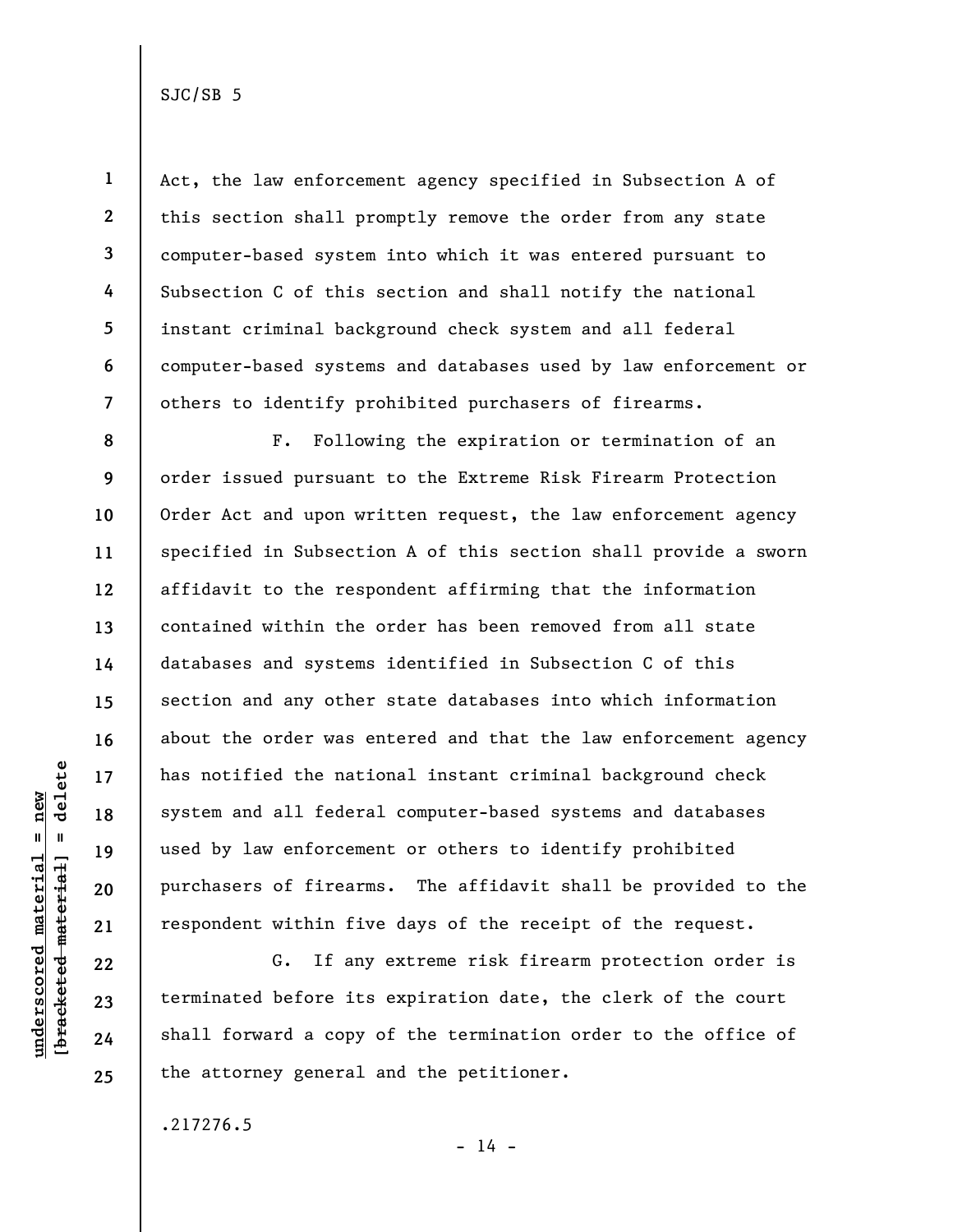Act, the law enforcement agency specified in Subsection A of this section shall promptly remove the order from any state computer-based system into which it was entered pursuant to Subsection C of this section and shall notify the national instant criminal background check system and all federal computer-based systems and databases used by law enforcement or others to identify prohibited purchasers of firearms.

F. Following the expiration or termination of an order issued pursuant to the Extreme Risk Firearm Protection Order Act and upon written request, the law enforcement agency specified in Subsection A of this section shall provide a sworn affidavit to the respondent affirming that the information contained within the order has been removed from all state databases and systems identified in Subsection C of this section and any other state databases into which information about the order was entered and that the law enforcement agency has notified the national instant criminal background check system and all federal computer-based systems and databases used by law enforcement or others to identify prohibited purchasers of firearms. The affidavit shall be provided to the respondent within five days of the receipt of the request.

G. If any extreme risk firearm protection order is terminated before its expiration date, the clerk of the court shall forward a copy of the termination order to the office of the attorney general and the petitioner.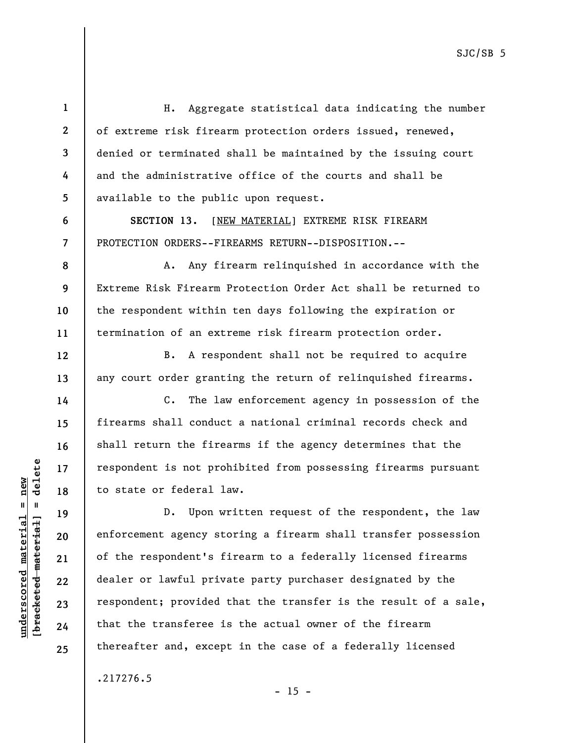H. Aggregate statistical data indicating the number of extreme risk firearm protection orders issued, renewed, denied or terminated shall be maintained by the issuing court and the administrative office of the courts and shall be available to the public upon request.

**SECTION 13.** [NEW MATERIAL] EXTREME RISK FIREARM PROTECTION ORDERS--FIREARMS RETURN--DISPOSITION.--

A. Any firearm relinquished in accordance with the Extreme Risk Firearm Protection Order Act shall be returned to the respondent within ten days following the expiration or termination of an extreme risk firearm protection order.

B. A respondent shall not be required to acquire any court order granting the return of relinquished firearms.

C. The law enforcement agency in possession of the firearms shall conduct a national criminal records check and shall return the firearms if the agency determines that the respondent is not prohibited from possessing firearms pursuant to state or federal law.

D. Upon written request of the respondent, the law enforcement agency storing a firearm shall transfer possession of the respondent's firearm to a federally licensed firearms dealer or lawful private party purchaser designated by the respondent; provided that the transfer is the result of a sale, that the transferee is the actual owner of the firearm thereafter and, except in the case of a federally licensed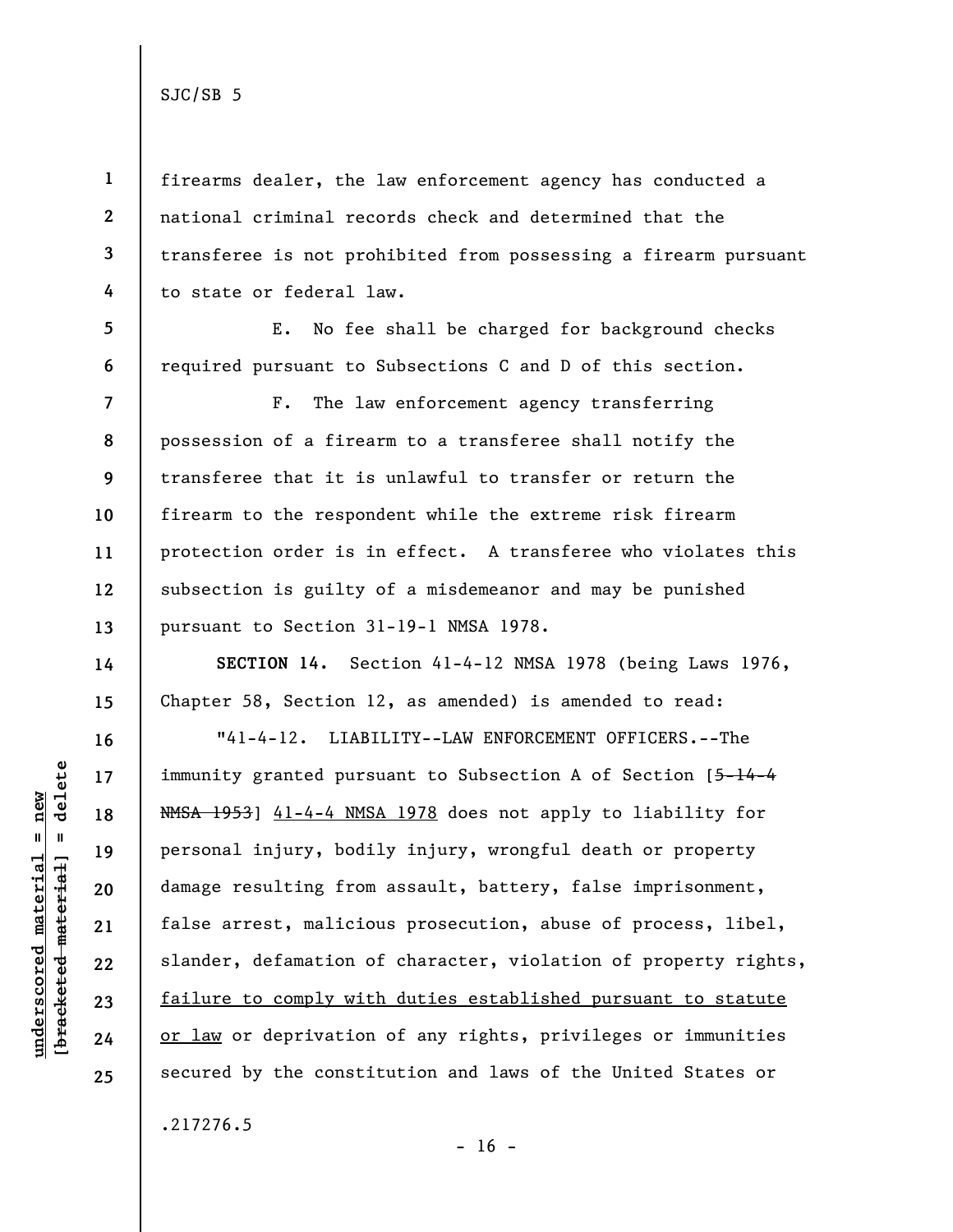firearms dealer, the law enforcement agency has conducted a national criminal records check and determined that the transferee is not prohibited from possessing a firearm pursuant to state or federal law.

E. No fee shall be charged for background checks required pursuant to Subsections C and D of this section.

F. The law enforcement agency transferring possession of a firearm to a transferee shall notify the transferee that it is unlawful to transfer or return the firearm to the respondent while the extreme risk firearm protection order is in effect. A transferee who violates this subsection is guilty of a misdemeanor and may be punished pursuant to Section 31-19-1 NMSA 1978.

**SECTION 14.** Section 41-4-12 NMSA 1978 (being Laws 1976, Chapter 58, Section 12, as amended) is amended to read:

"41-4-12. LIABILITY--LAW ENFORCEMENT OFFICERS.--The immunity granted pursuant to Subsection A of Section [~~5-14-4 NMSA 1953~~] <u>41-4-4 NMSA 1978</u> does not apply to liability for personal injury, bodily injury, wrongful death or property damage resulting from assault, battery, false imprisonment, false arrest, malicious prosecution, abuse of process, libel, slander, defamation of character, violation of property rights, <u>failure to comply with duties established pursuant to statute or law</u> or deprivation of any rights, privileges or immunities secured by the constitution and laws of the United States or

.217276.5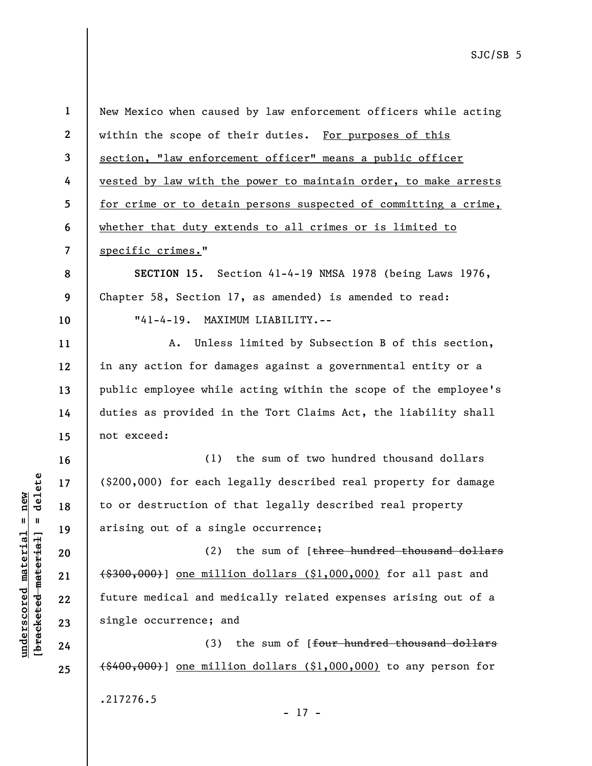New Mexico when caused by law enforcement officers while acting within the scope of their duties. <u>For purposes of this section, "law enforcement officer" means a public officer vested by law with the power to maintain order, to make arrests for crime or to detain persons suspected of committing a crime, whether that duty extends to all crimes or is limited to specific crimes.</u>"

**SECTION 15.** Section 41-4-19 NMSA 1978 (being Laws 1976, Chapter 58, Section 17, as amended) is amended to read:

"41-4-19. MAXIMUM LIABILITY.--

A. Unless limited by Subsection B of this section, in any action for damages against a governmental entity or a public employee while acting within the scope of the employee's duties as provided in the Tort Claims Act, the liability shall not exceed:

(1) the sum of two hundred thousand dollars ($200,000) for each legally described real property for damage to or destruction of that legally described real property arising out of a single occurrence;

(2) the sum of [~~three hundred thousand dollars ($300,000)~~] <u>one million dollars ($1,000,000)</u> for all past and future medical and medically related expenses arising out of a single occurrence; and

(3) the sum of [~~four hundred thousand dollars ($400,000)~~] <u>one million dollars ($1,000,000)</u> to any person for

.217276.5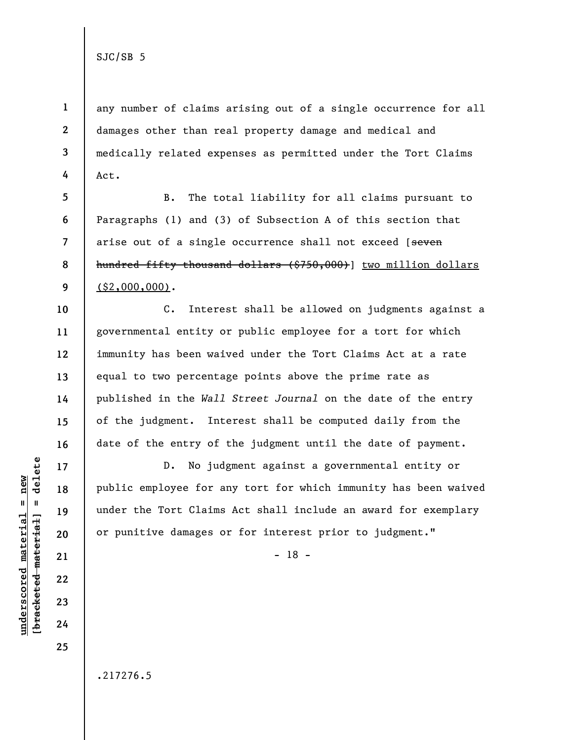any number of claims arising out of a single occurrence for all damages other than real property damage and medical and medically related expenses as permitted under the Tort Claims Act.

B. The total liability for all claims pursuant to Paragraphs (1) and (3) of Subsection A of this section that arise out of a single occurrence shall not exceed [~~seven hundred fifty thousand dollars ($750,000)~~] <u>two million dollars ($2,000,000)</u>.

C. Interest shall be allowed on judgments against a governmental entity or public employee for a tort for which immunity has been waived under the Tort Claims Act at a rate equal to two percentage points above the prime rate as published in the *Wall Street Journal* on the date of the entry of the judgment. Interest shall be computed daily from the date of the entry of the judgment until the date of payment.

D. No judgment against a governmental entity or public employee for any tort for which immunity has been waived under the Tort Claims Act shall include an award for exemplary or punitive damages or for interest prior to judgment."

.217276.5